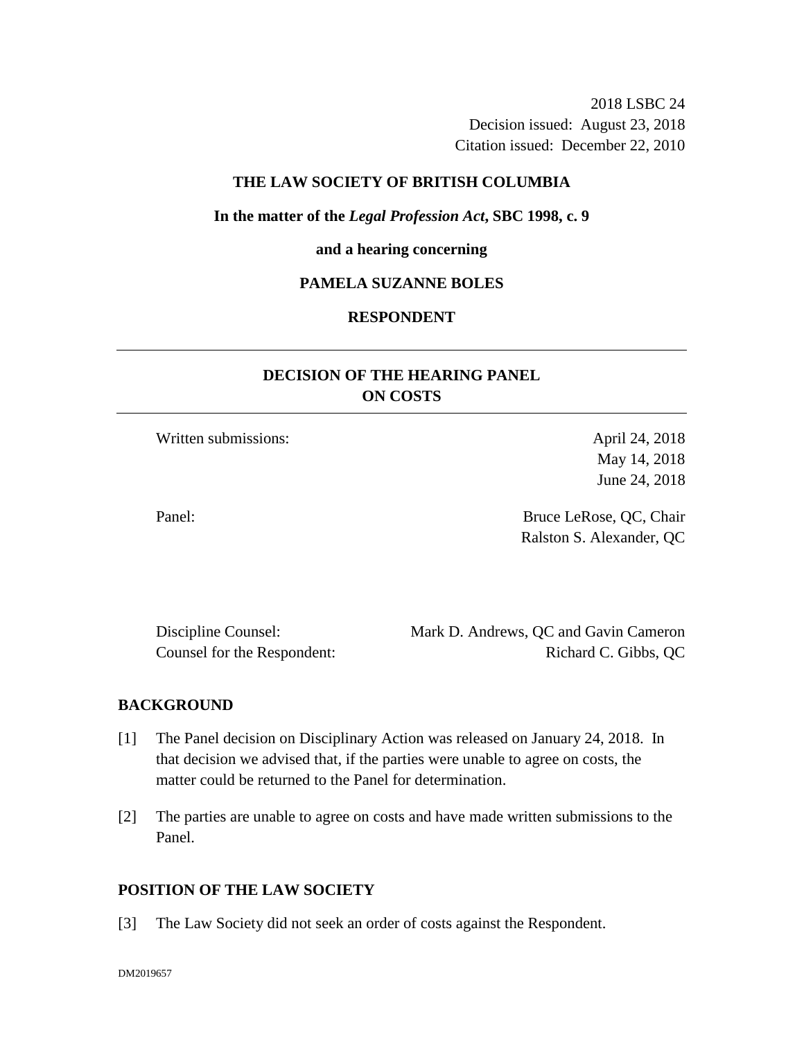2018 LSBC 24
Decision issued: August 23, 2018
Citation issued: December 22, 2010

**THE LAW SOCIETY OF BRITISH COLUMBIA**

**In the matter of the *Legal Profession Act*, SBC 1998, c. 9**

**and a hearing concerning**

**PAMELA SUZANNE BOLES**

**RESPONDENT**

---

## DECISION OF THE HEARING PANEL ON COSTS

---

Written submissions: April 24, 2018
May 14, 2018
June 24, 2018

Panel: Bruce LeRose, QC, Chair
Ralston S. Alexander, QC

Discipline Counsel: Mark D. Andrews, QC and Gavin Cameron
Counsel for the Respondent: Richard C. Gibbs, QC

### BACKGROUND

[1] The Panel decision on Disciplinary Action was released on January 24, 2018. In that decision we advised that, if the parties were unable to agree on costs, the matter could be returned to the Panel for determination.

[2] The parties are unable to agree on costs and have made written submissions to the Panel.

### POSITION OF THE LAW SOCIETY

[3] The Law Society did not seek an order of costs against the Respondent.

DM2019657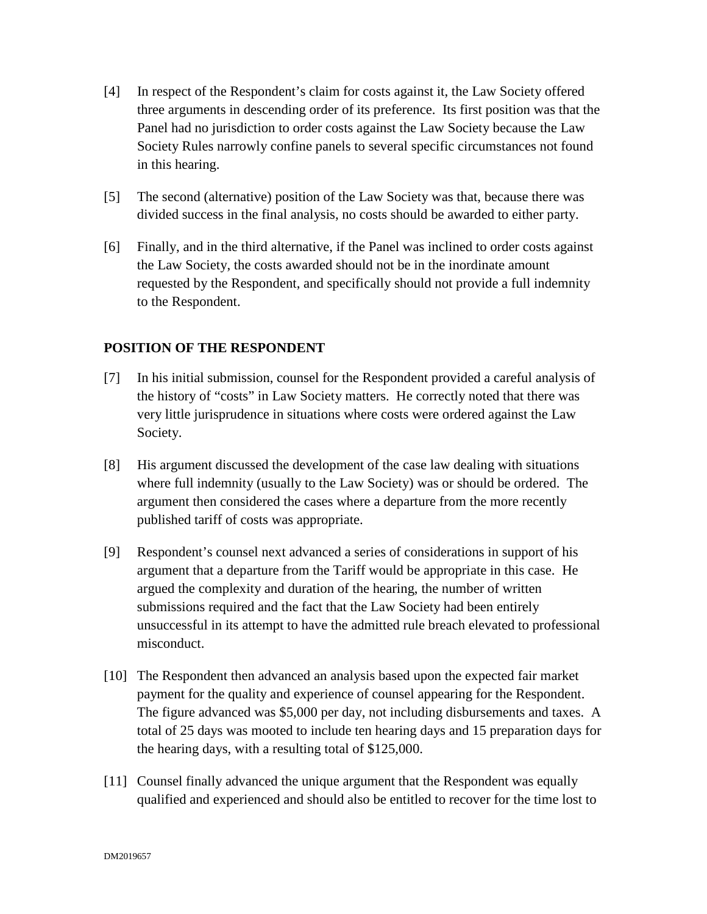[4] In respect of the Respondent's claim for costs against it, the Law Society offered three arguments in descending order of its preference. Its first position was that the Panel had no jurisdiction to order costs against the Law Society because the Law Society Rules narrowly confine panels to several specific circumstances not found in this hearing.

[5] The second (alternative) position of the Law Society was that, because there was divided success in the final analysis, no costs should be awarded to either party.

[6] Finally, and in the third alternative, if the Panel was inclined to order costs against the Law Society, the costs awarded should not be in the inordinate amount requested by the Respondent, and specifically should not provide a full indemnity to the Respondent.

## POSITION OF THE RESPONDENT

[7] In his initial submission, counsel for the Respondent provided a careful analysis of the history of "costs" in Law Society matters. He correctly noted that there was very little jurisprudence in situations where costs were ordered against the Law Society.

[8] His argument discussed the development of the case law dealing with situations where full indemnity (usually to the Law Society) was or should be ordered. The argument then considered the cases where a departure from the more recently published tariff of costs was appropriate.

[9] Respondent's counsel next advanced a series of considerations in support of his argument that a departure from the Tariff would be appropriate in this case. He argued the complexity and duration of the hearing, the number of written submissions required and the fact that the Law Society had been entirely unsuccessful in its attempt to have the admitted rule breach elevated to professional misconduct.

[10] The Respondent then advanced an analysis based upon the expected fair market payment for the quality and experience of counsel appearing for the Respondent. The figure advanced was $5,000 per day, not including disbursements and taxes. A total of 25 days was mooted to include ten hearing days and 15 preparation days for the hearing days, with a resulting total of $125,000.

[11] Counsel finally advanced the unique argument that the Respondent was equally qualified and experienced and should also be entitled to recover for the time lost to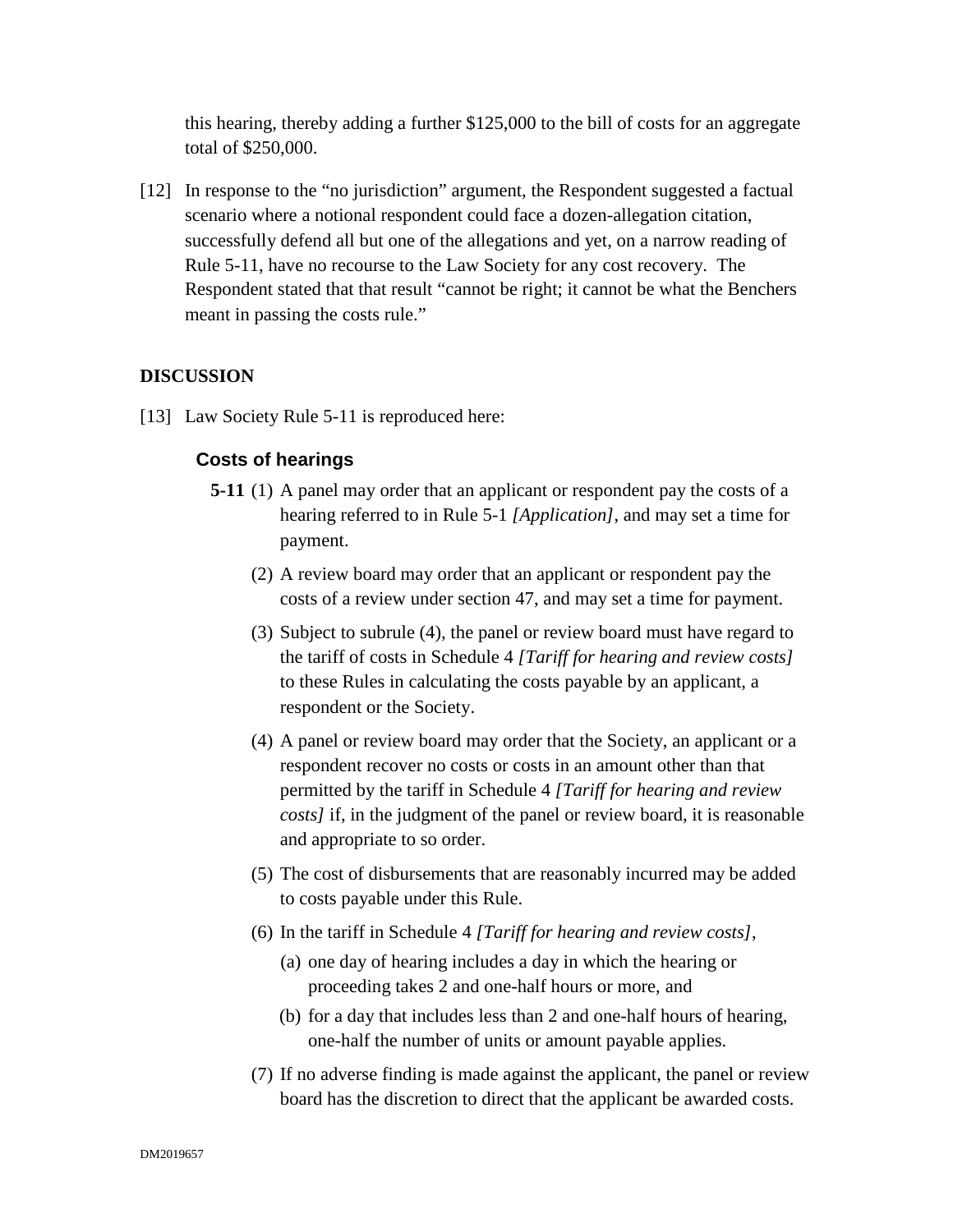this hearing, thereby adding a further $125,000 to the bill of costs for an aggregate total of $250,000.

[12] In response to the "no jurisdiction" argument, the Respondent suggested a factual scenario where a notional respondent could face a dozen-allegation citation, successfully defend all but one of the allegations and yet, on a narrow reading of Rule 5-11, have no recourse to the Law Society for any cost recovery. The Respondent stated that that result "cannot be right; it cannot be what the Benchers meant in passing the costs rule."

## DISCUSSION

[13] Law Society Rule 5-11 is reproduced here:

### Costs of hearings

**5-11** (1) A panel may order that an applicant or respondent pay the costs of a hearing referred to in Rule 5-1 *[Application]*, and may set a time for payment.

(2) A review board may order that an applicant or respondent pay the costs of a review under section 47, and may set a time for payment.

(3) Subject to subrule (4), the panel or review board must have regard to the tariff of costs in Schedule 4 *[Tariff for hearing and review costs]* to these Rules in calculating the costs payable by an applicant, a respondent or the Society.

(4) A panel or review board may order that the Society, an applicant or a respondent recover no costs or costs in an amount other than that permitted by the tariff in Schedule 4 *[Tariff for hearing and review costs]* if, in the judgment of the panel or review board, it is reasonable and appropriate to so order.

(5) The cost of disbursements that are reasonably incurred may be added to costs payable under this Rule.

(6) In the tariff in Schedule 4 *[Tariff for hearing and review costs]*,

(a) one day of hearing includes a day in which the hearing or proceeding takes 2 and one-half hours or more, and

(b) for a day that includes less than 2 and one-half hours of hearing, one-half the number of units or amount payable applies.

(7) If no adverse finding is made against the applicant, the panel or review board has the discretion to direct that the applicant be awarded costs.

DM2019657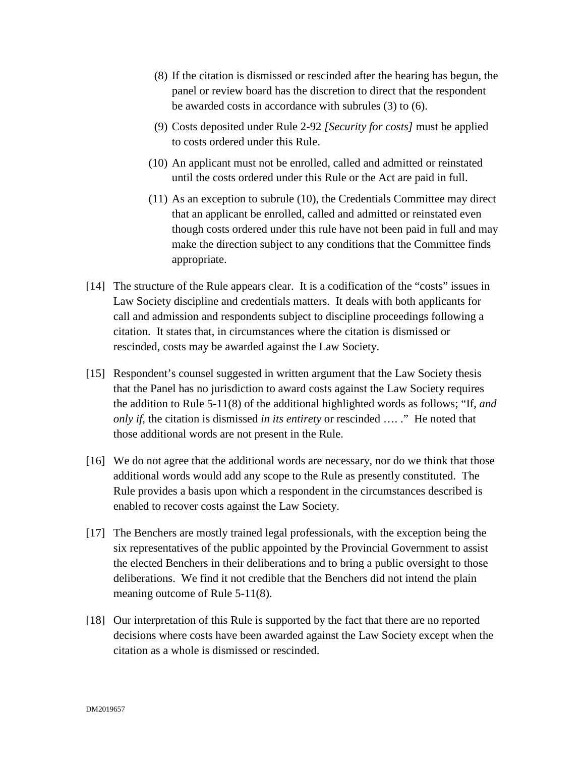(8) If the citation is dismissed or rescinded after the hearing has begun, the panel or review board has the discretion to direct that the respondent be awarded costs in accordance with subrules (3) to (6).

(9) Costs deposited under Rule 2-92 *[Security for costs]* must be applied to costs ordered under this Rule.

(10) An applicant must not be enrolled, called and admitted or reinstated until the costs ordered under this Rule or the Act are paid in full.

(11) As an exception to subrule (10), the Credentials Committee may direct that an applicant be enrolled, called and admitted or reinstated even though costs ordered under this rule have not been paid in full and may make the direction subject to any conditions that the Committee finds appropriate.

[14] The structure of the Rule appears clear. It is a codification of the "costs" issues in Law Society discipline and credentials matters. It deals with both applicants for call and admission and respondents subject to discipline proceedings following a citation. It states that, in circumstances where the citation is dismissed or rescinded, costs may be awarded against the Law Society.

[15] Respondent's counsel suggested in written argument that the Law Society thesis that the Panel has no jurisdiction to award costs against the Law Society requires the addition to Rule 5-11(8) of the additional highlighted words as follows; "If, *and only if*, the citation is dismissed *in its entirety* or rescinded …. ." He noted that those additional words are not present in the Rule.

[16] We do not agree that the additional words are necessary, nor do we think that those additional words would add any scope to the Rule as presently constituted. The Rule provides a basis upon which a respondent in the circumstances described is enabled to recover costs against the Law Society.

[17] The Benchers are mostly trained legal professionals, with the exception being the six representatives of the public appointed by the Provincial Government to assist the elected Benchers in their deliberations and to bring a public oversight to those deliberations. We find it not credible that the Benchers did not intend the plain meaning outcome of Rule 5-11(8).

[18] Our interpretation of this Rule is supported by the fact that there are no reported decisions where costs have been awarded against the Law Society except when the citation as a whole is dismissed or rescinded.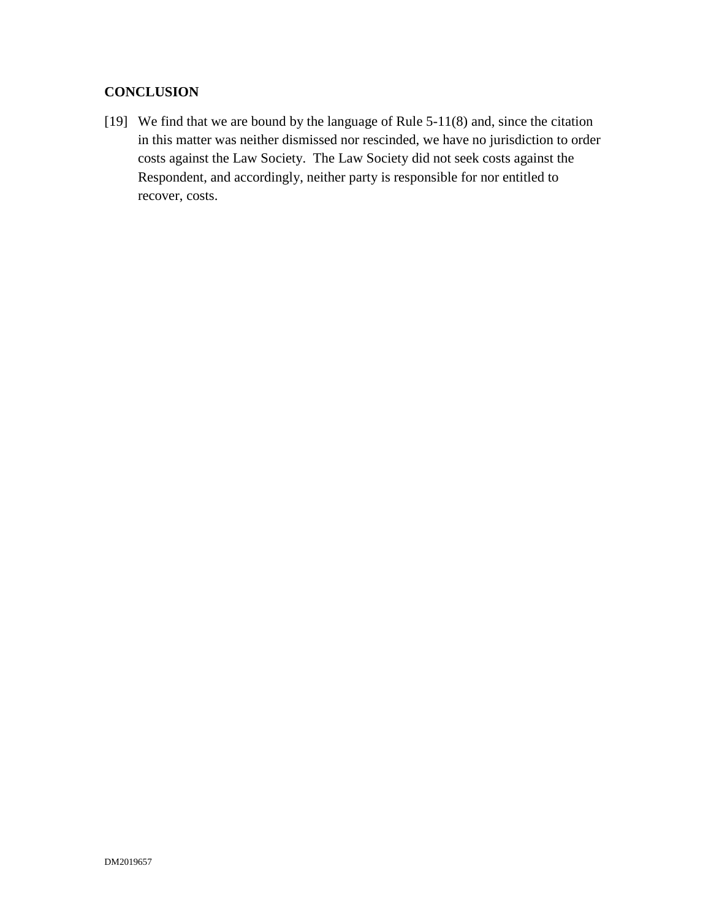## CONCLUSION

[19] We find that we are bound by the language of Rule 5-11(8) and, since the citation in this matter was neither dismissed nor rescinded, we have no jurisdiction to order costs against the Law Society. The Law Society did not seek costs against the Respondent, and accordingly, neither party is responsible for nor entitled to recover, costs.